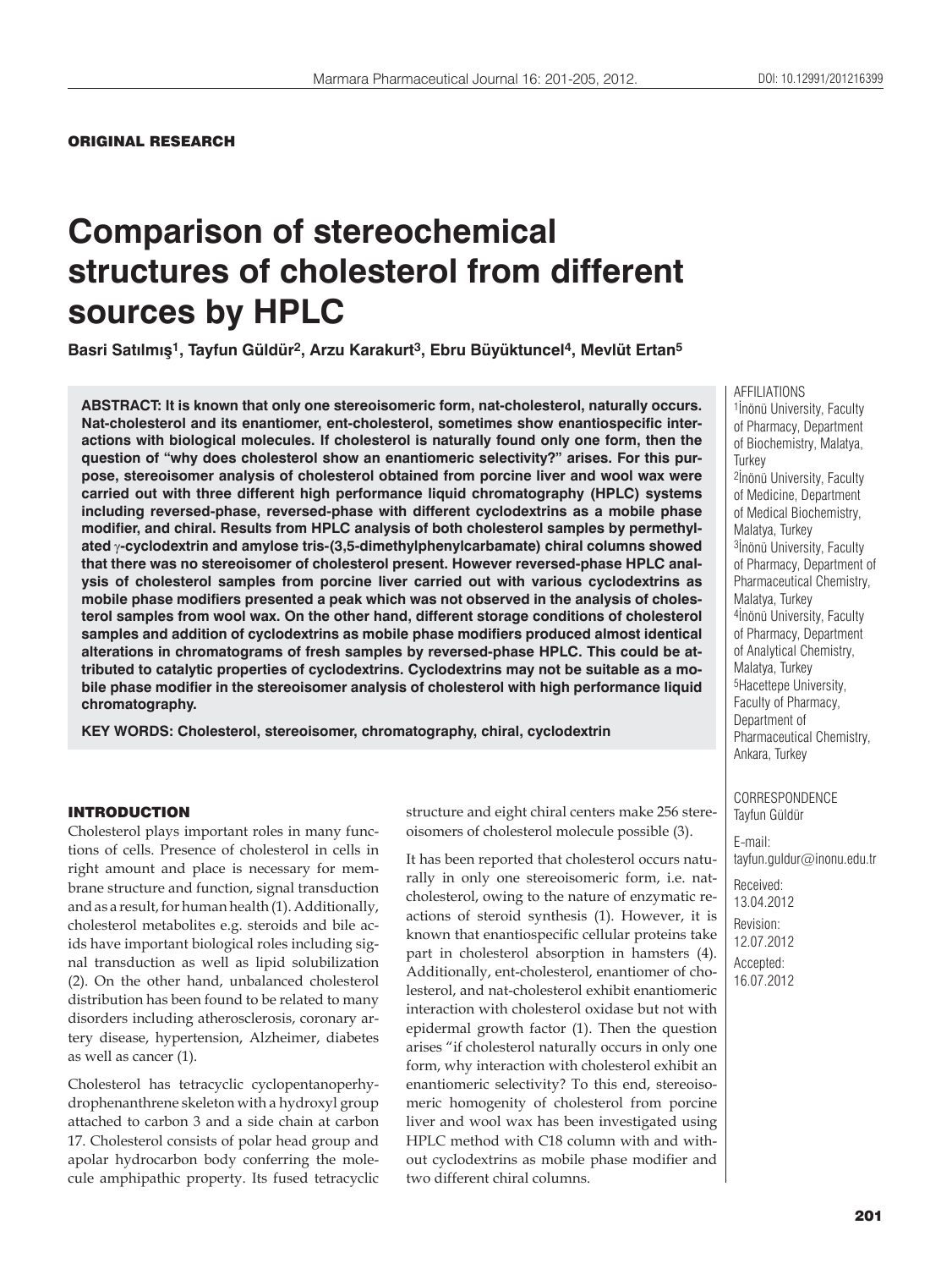ORIGINAL RESEARCH

# Comparison of stereochemical structures of cholesterol from different sources by HPLC

**Basri Satılmış[1], Tayfun Güldür[2], Arzu Karakurt[3], Ebru Büyüktuncel[4], Mevlüt Ertan[5]**

**ABSTRACT: It is known that only one stereoisomeric form, nat-cholesterol, naturally occurs. Nat-cholesterol and its enantiomer, ent-cholesterol, sometimes show enantiospecific interactions with biological molecules. If cholesterol is naturally found only one form, then the question of "why does cholesterol show an enantiomeric selectivity?" arises. For this purpose, stereoisomer analysis of cholesterol obtained from porcine liver and wool wax were carried out with three different high performance liquid chromatography (HPLC) systems including reversed-phase, reversed-phase with different cyclodextrins as a mobile phase modifier, and chiral. Results from HPLC analysis of both cholesterol samples by permethylated γ-cyclodextrin and amylose tris-(3,5-dimethylphenylcarbamate) chiral columns showed that there was no stereoisomer of cholesterol present. However reversed-phase HPLC analysis of cholesterol samples from porcine liver carried out with various cyclodextrins as mobile phase modifiers presented a peak which was not observed in the analysis of cholesterol samples from wool wax. On the other hand, different storage conditions of cholesterol samples and addition of cyclodextrins as mobile phase modifiers produced almost identical alterations in chromatograms of fresh samples by reversed-phase HPLC. This could be attributed to catalytic properties of cyclodextrins. Cyclodextrins may not be suitable as a mobile phase modifier in the stereoisomer analysis of cholesterol with high performance liquid chromatography.**

**KEY WORDS: Cholesterol, stereoisomer, chromatography, chiral, cyclodextrin**

AFFILIATIONS
[1]İnönü University, Faculty of Pharmacy, Department of Biochemistry, Malatya, Turkey
[2]İnönü University, Faculty of Medicine, Department of Medical Biochemistry, Malatya, Turkey
[3]İnönü University, Faculty of Pharmacy, Department of Pharmaceutical Chemistry, Malatya, Turkey
[4]İnönü University, Faculty of Pharmacy, Department of Analytical Chemistry, Malatya, Turkey
[5]Hacettepe University, Faculty of Pharmacy, Department of Pharmaceutical Chemistry, Ankara, Turkey

CORRESPONDENCE
Tayfun Güldür

E-mail:
tayfun.guldur@inonu.edu.tr

Received:
13.04.2012

Revision:
12.07.2012

Accepted:
16.07.2012

## INTRODUCTION

Cholesterol plays important roles in many functions of cells. Presence of cholesterol in cells in right amount and place is necessary for membrane structure and function, signal transduction and as a result, for human health (1). Additionally, cholesterol metabolites e.g. steroids and bile acids have important biological roles including signal transduction as well as lipid solubilization (2). On the other hand, unbalanced cholesterol distribution has been found to be related to many disorders including atherosclerosis, coronary artery disease, hypertension, Alzheimer, diabetes as well as cancer (1).

Cholesterol has tetracyclic cyclopentanoperhydrophenanthrene skeleton with a hydroxyl group attached to carbon 3 and a side chain at carbon 17. Cholesterol consists of polar head group and apolar hydrocarbon body conferring the molecule amphipathic property. Its fused tetracyclic structure and eight chiral centers make 256 stereoisomers of cholesterol molecule possible (3).

It has been reported that cholesterol occurs naturally in only one stereoisomeric form, i.e. nat-cholesterol, owing to the nature of enzymatic reactions of steroid synthesis (1). However, it is known that enantiospecific cellular proteins take part in cholesterol absorption in hamsters (4). Additionally, ent-cholesterol, enantiomer of cholesterol, and nat-cholesterol exhibit enantiomeric interaction with cholesterol oxidase but not with epidermal growth factor (1). Then the question arises "if cholesterol naturally occurs in only one form, why interaction with cholesterol exhibit an enantiomeric selectivity? To this end, stereoisomeric homogenity of cholesterol from porcine liver and wool wax has been investigated using HPLC method with C18 column with and without cyclodextrins as mobile phase modifier and two different chiral columns.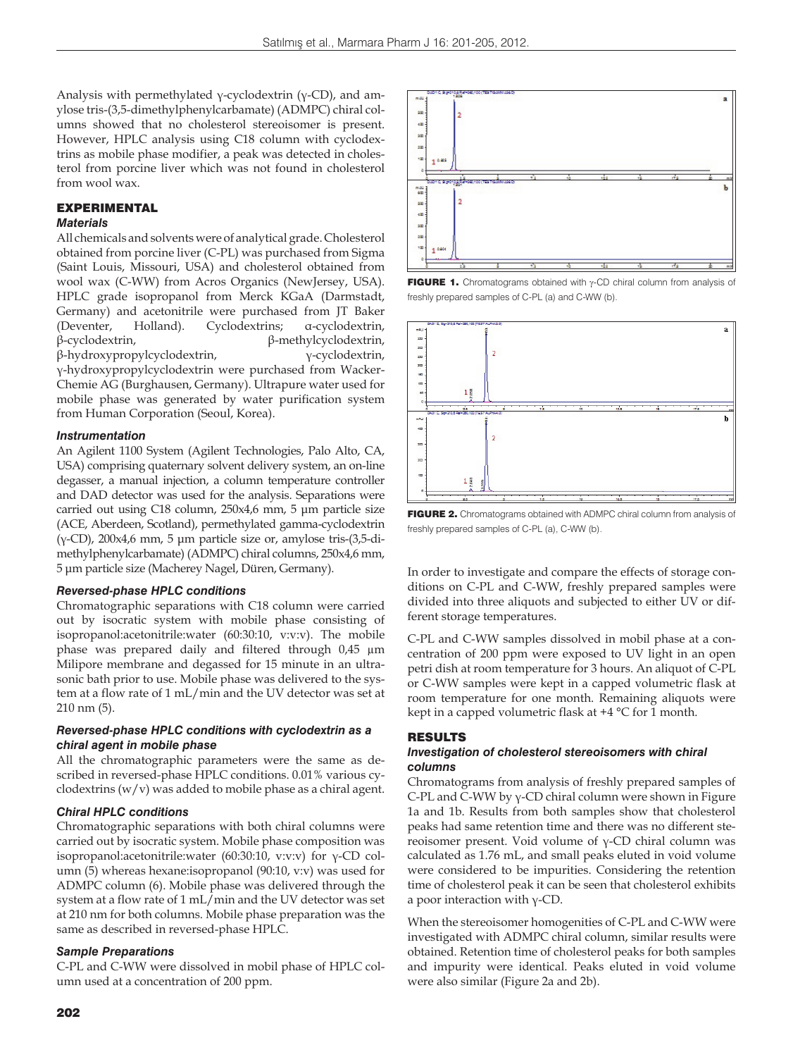Analysis with permethylated γ-cyclodextrin (γ-CD), and amylose tris-(3,5-dimethylphenylcarbamate) (ADMPC) chiral columns showed that no cholesterol stereoisomer is present. However, HPLC analysis using C18 column with cyclodextrins as mobile phase modifier, a peak was detected in cholesterol from porcine liver which was not found in cholesterol from wool wax.

## EXPERIMENTAL

### Materials

All chemicals and solvents were of analytical grade. Cholesterol obtained from porcine liver (C-PL) was purchased from Sigma (Saint Louis, Missouri, USA) and cholesterol obtained from wool wax (C-WW) from Acros Organics (NewJersey, USA). HPLC grade isopropanol from Merck KGaA (Darmstadt, Germany) and acetonitrile were purchased from JT Baker (Deventer, Holland). Cyclodextrins; α-cyclodextrin, β-cyclodextrin, β-methylcyclodextrin, β-hydroxypropylcyclodextrin, γ-cyclodextrin, γ-hydroxypropylcyclodextrin were purchased from Wacker-Chemie AG (Burghausen, Germany). Ultrapure water used for mobile phase was generated by water purification system from Human Corporation (Seoul, Korea).

### Instrumentation

An Agilent 1100 System (Agilent Technologies, Palo Alto, CA, USA) comprising quaternary solvent delivery system, an on-line degasser, a manual injection, a column temperature controller and DAD detector was used for the analysis. Separations were carried out using C18 column, 250x4,6 mm, 5 µm particle size (ACE, Aberdeen, Scotland), permethylated gamma-cyclodextrin (γ-CD), 200x4,6 mm, 5 µm particle size or, amylose tris-(3,5-dimethylphenylcarbamate) (ADMPC) chiral columns, 250x4,6 mm, 5 µm particle size (Macherey Nagel, Düren, Germany).

### Reversed-phase HPLC conditions

Chromatographic separations with C18 column were carried out by isocratic system with mobile phase consisting of isopropanol:acetonitrile:water (60:30:10, v:v:v). The mobile phase was prepared daily and filtered through 0,45 µm Milipore membrane and degassed for 15 minute in an ultrasonic bath prior to use. Mobile phase was delivered to the system at a flow rate of 1 mL/min and the UV detector was set at 210 nm (5).

### Reversed-phase HPLC conditions with cyclodextrin as a chiral agent in mobile phase

All the chromatographic parameters were the same as described in reversed-phase HPLC conditions. 0.01% various cyclodextrins (w/v) was added to mobile phase as a chiral agent.

### Chiral HPLC conditions

Chromatographic separations with both chiral columns were carried out by isocratic system. Mobile phase composition was isopropanol:acetonitrile:water (60:30:10, v:v:v) for γ-CD column (5) whereas hexane:isopropanol (90:10, v:v) was used for ADMPC column (6). Mobile phase was delivered through the system at a flow rate of 1 mL/min and the UV detector was set at 210 nm for both columns. Mobile phase preparation was the same as described in reversed-phase HPLC.

### Sample Preparations

C-PL and C-WW were dissolved in mobil phase of HPLC column used at a concentration of 200 ppm.

**FIGURE 1.** Chromatograms obtained with γ-CD chiral column from analysis of freshly prepared samples of C-PL (a) and C-WW (b).

**FIGURE 2.** Chromatograms obtained with ADMPC chiral column from analysis of freshly prepared samples of C-PL (a), C-WW (b).

In order to investigate and compare the effects of storage conditions on C-PL and C-WW, freshly prepared samples were divided into three aliquots and subjected to either UV or different storage temperatures.

C-PL and C-WW samples dissolved in mobil phase at a concentration of 200 ppm were exposed to UV light in an open petri dish at room temperature for 3 hours. An aliquot of C-PL or C-WW samples were kept in a capped volumetric flask at room temperature for one month. Remaining aliquots were kept in a capped volumetric flask at +4 °C for 1 month.

## RESULTS

### Investigation of cholesterol stereoisomers with chiral columns

Chromatograms from analysis of freshly prepared samples of C-PL and C-WW by γ-CD chiral column were shown in Figure 1a and 1b. Results from both samples show that cholesterol peaks had same retention time and there was no different stereoisomer present. Void volume of γ-CD chiral column was calculated as 1.76 mL, and small peaks eluted in void volume were considered to be impurities. Considering the retention time of cholesterol peak it can be seen that cholesterol exhibits a poor interaction with γ-CD.

When the stereoisomer homogenities of C-PL and C-WW were investigated with ADMPC chiral column, similar results were obtained. Retention time of cholesterol peaks for both samples and impurity were identical. Peaks eluted in void volume were also similar (Figure 2a and 2b).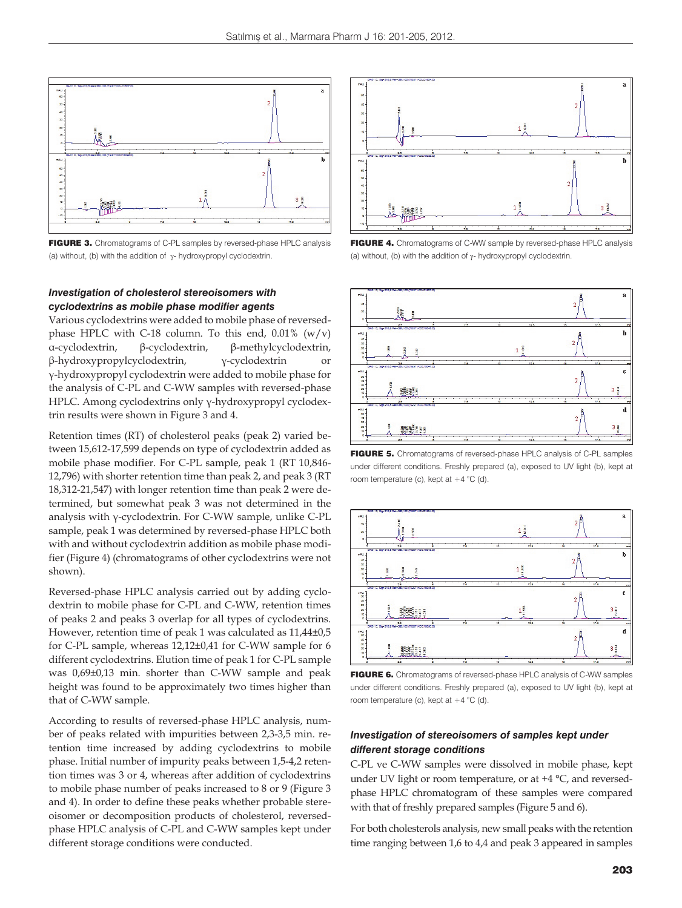**FIGURE 3.** Chromatograms of C-PL samples by reversed-phase HPLC analysis (a) without, (b) with the addition of γ- hydroxypropyl cyclodextrin.

**FIGURE 4.** Chromatograms of C-WW sample by reversed-phase HPLC analysis (a) without, (b) with the addition of γ- hydroxypropyl cyclodextrin.

### *Investigation of cholesterol stereoisomers with cyclodextrins as mobile phase modifier agents*

Various cyclodextrins were added to mobile phase of reversed-phase HPLC with C-18 column. To this end, 0.01% (w/v) α-cyclodextrin, β-cyclodextrin, β-methylcyclodextrin, β-hydroxypropylcyclodextrin, γ-cyclodextrin or γ-hydroxypropyl cyclodextrin were added to mobile phase for the analysis of C-PL and C-WW samples with reversed-phase HPLC. Among cyclodextrins only γ-hydroxypropyl cyclodextrin results were shown in Figure 3 and 4.

Retention times (RT) of cholesterol peaks (peak 2) varied between 15,612-17,599 depends on type of cyclodextrin added as mobile phase modifier. For C-PL sample, peak 1 (RT 10,846-12,796) with shorter retention time than peak 2, and peak 3 (RT 18,312-21,547) with longer retention time than peak 2 were determined, but somewhat peak 3 was not determined in the analysis with γ-cyclodextrin. For C-WW sample, unlike C-PL sample, peak 1 was determined by reversed-phase HPLC both with and without cyclodextrin addition as mobile phase modifier (Figure 4) (chromatograms of other cyclodextrins were not shown).

Reversed-phase HPLC analysis carried out by adding cyclodextrin to mobile phase for C-PL and C-WW, retention times of peaks 2 and peaks 3 overlap for all types of cyclodextrins. However, retention time of peak 1 was calculated as 11,44±0,5 for C-PL sample, whereas 12,12±0,41 for C-WW sample for 6 different cyclodextrins. Elution time of peak 1 for C-PL sample was 0,69±0,13 min. shorter than C-WW sample and peak height was found to be approximately two times higher than that of C-WW sample.

According to results of reversed-phase HPLC analysis, number of peaks related with impurities between 2,3-3,5 min. retention time increased by adding cyclodextrins to mobile phase. Initial number of impurity peaks between 1,5-4,2 retention times was 3 or 4, whereas after addition of cyclodextrins to mobile phase number of peaks increased to 8 or 9 (Figure 3 and 4). In order to define these peaks whether probable stereoisomer or decomposition products of cholesterol, reversed-phase HPLC analysis of C-PL and C-WW samples kept under different storage conditions were conducted.

**FIGURE 5.** Chromatograms of reversed-phase HPLC analysis of C-PL samples under different conditions. Freshly prepared (a), exposed to UV light (b), kept at room temperature (c), kept at +4 °C (d).

**FIGURE 6.** Chromatograms of reversed-phase HPLC analysis of C-WW samples under different conditions. Freshly prepared (a), exposed to UV light (b), kept at room temperature (c), kept at +4 °C (d).

### *Investigation of stereoisomers of samples kept under different storage conditions*

C-PL ve C-WW samples were dissolved in mobile phase, kept under UV light or room temperature, or at +4 °C, and reversed-phase HPLC chromatogram of these samples were compared with that of freshly prepared samples (Figure 5 and 6).

For both cholesterols analysis, new small peaks with the retention time ranging between 1,6 to 4,4 and peak 3 appeared in samples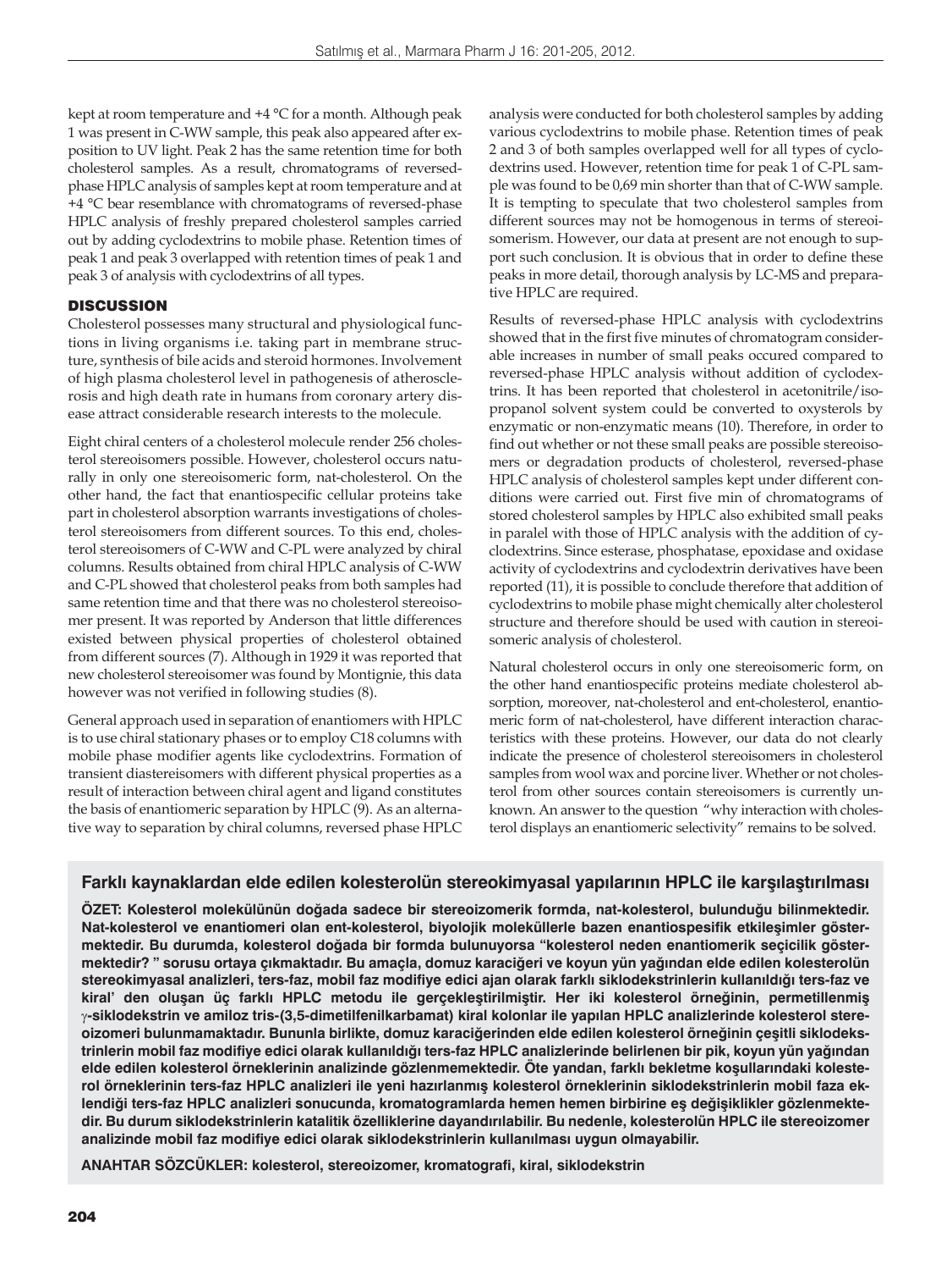kept at room temperature and +4 °C for a month. Although peak 1 was present in C-WW sample, this peak also appeared after exposition to UV light. Peak 2 has the same retention time for both cholesterol samples. As a result, chromatograms of reversed-phase HPLC analysis of samples kept at room temperature and at +4 °C bear resemblance with chromatograms of reversed-phase HPLC analysis of freshly prepared cholesterol samples carried out by adding cyclodextrins to mobile phase. Retention times of peak 1 and peak 3 overlapped with retention times of peak 1 and peak 3 of analysis with cyclodextrins of all types.

## DISCUSSION

Cholesterol possesses many structural and physiological functions in living organisms i.e. taking part in membrane structure, synthesis of bile acids and steroid hormones. Involvement of high plasma cholesterol level in pathogenesis of atherosclerosis and high death rate in humans from coronary artery disease attract considerable research interests to the molecule.

Eight chiral centers of a cholesterol molecule render 256 cholesterol stereoisomers possible. However, cholesterol occurs naturally in only one stereoisomeric form, nat-cholesterol. On the other hand, the fact that enantiospecific cellular proteins take part in cholesterol absorption warrants investigations of cholesterol stereoisomers from different sources. To this end, cholesterol stereoisomers of C-WW and C-PL were analyzed by chiral columns. Results obtained from chiral HPLC analysis of C-WW and C-PL showed that cholesterol peaks from both samples had same retention time and that there was no cholesterol stereoisomer present. It was reported by Anderson that little differences existed between physical properties of cholesterol obtained from different sources (7). Although in 1929 it was reported that new cholesterol stereoisomer was found by Montignie, this data however was not verified in following studies (8).

General approach used in separation of enantiomers with HPLC is to use chiral stationary phases or to employ C18 columns with mobile phase modifier agents like cyclodextrins. Formation of transient diastereisomers with different physical properties as a result of interaction between chiral agent and ligand constitutes the basis of enantiomeric separation by HPLC (9). As an alternative way to separation by chiral columns, reversed phase HPLC analysis were conducted for both cholesterol samples by adding various cyclodextrins to mobile phase. Retention times of peak 2 and 3 of both samples overlapped well for all types of cyclodextrins used. However, retention time for peak 1 of C-PL sample was found to be 0,69 min shorter than that of C-WW sample. It is tempting to speculate that two cholesterol samples from different sources may not be homogenous in terms of stereoisomerism. However, our data at present are not enough to support such conclusion. It is obvious that in order to define these peaks in more detail, thorough analysis by LC-MS and preparative HPLC are required.

Results of reversed-phase HPLC analysis with cyclodextrins showed that in the first five minutes of chromatogram considerable increases in number of small peaks occured compared to reversed-phase HPLC analysis without addition of cyclodextrins. It has been reported that cholesterol in acetonitrile/isopropanol solvent system could be converted to oxysterols by enzymatic or non-enzymatic means (10). Therefore, in order to find out whether or not these small peaks are possible stereoisomers or degradation products of cholesterol, reversed-phase HPLC analysis of cholesterol samples kept under different conditions were carried out. First five min of chromatograms of stored cholesterol samples by HPLC also exhibited small peaks in paralel with those of HPLC analysis with the addition of cyclodextrins. Since esterase, phosphatase, epoxidase and oxidase activity of cyclodextrins and cyclodextrin derivatives have been reported (11), it is possible to conclude therefore that addition of cyclodextrins to mobile phase might chemically alter cholesterol structure and therefore should be used with caution in stereoisomeric analysis of cholesterol.

Natural cholesterol occurs in only one stereoisomeric form, on the other hand enantiospecific proteins mediate cholesterol absorption, moreover, nat-cholesterol and ent-cholesterol, enantiomeric form of nat-cholesterol, have different interaction characteristics with these proteins. However, our data do not clearly indicate the presence of cholesterol stereoisomers in cholesterol samples from wool wax and porcine liver. Whether or not cholesterol from other sources contain stereoisomers is currently unknown. An answer to the question "why interaction with cholesterol displays an enantiomeric selectivity" remains to be solved.

## Farklı kaynaklardan elde edilen kolesterolün stereokimyasal yapılarının HPLC ile karşılaştırılması

**ÖZET: Kolesterol molekülünün doğada sadece bir stereoizomerik formda, nat-kolesterol, bulunduğu bilinmektedir. Nat-kolesterol ve enantiomeri olan ent-kolesterol, biyolojik moleküllerle bazen enantiospesifik etkileşimler göstermektedir. Bu durumda, kolesterol doğada bir formda bulunuyorsa "kolesterol neden enantiomerik seçicilik göstermektedir? " sorusu ortaya çıkmaktadır. Bu amaçla, domuz karaciğeri ve koyun yün yağından elde edilen kolesterolün stereokimyasal analizleri, ters-faz, mobil faz modifiye edici ajan olarak farklı siklodekstrinlerin kullanıldığı ters-faz ve kiral' den oluşan üç farklı HPLC metodu ile gerçekleştirilmiştir. Her iki kolesterol örneğinin, permetillenmiş γ-siklodekstrin ve amiloz tris-(3,5-dimetilfenilkarbamat) kiral kolonlar ile yapılan HPLC analizlerinde kolesterol stereoizomeri bulunmamaktadır. Bununla birlikte, domuz karaciğerinden elde edilen kolesterol örneğinin çeşitli siklodekstrinlerin mobil faz modifiye edici olarak kullanıldığı ters-faz HPLC analizlerinde belirlenen bir pik, koyun yün yağından elde edilen kolesterol örneklerinin analizinde gözlenmemektedir. Öte yandan, farklı bekletme koşullarındaki kolesterol örneklerinin ters-faz HPLC analizleri ile yeni hazırlanmış kolesterol örneklerinin siklodekstrinlerin mobil faza eklendiği ters-faz HPLC analizleri sonucunda, kromatogramlarda hemen hemen birbirine eş değişiklikler gözlenmektedir. Bu durum siklodekstrinlerin katalitik özelliklerine dayandırılabilir. Bu nedenle, kolesterolün HPLC ile stereoizomer analizinde mobil faz modifiye edici olarak siklodekstrinlerin kullanılması uygun olmayabilir.**

**ANAHTAR SÖZCÜKLER: kolesterol, stereoizomer, kromatografi, kiral, siklodekstrin**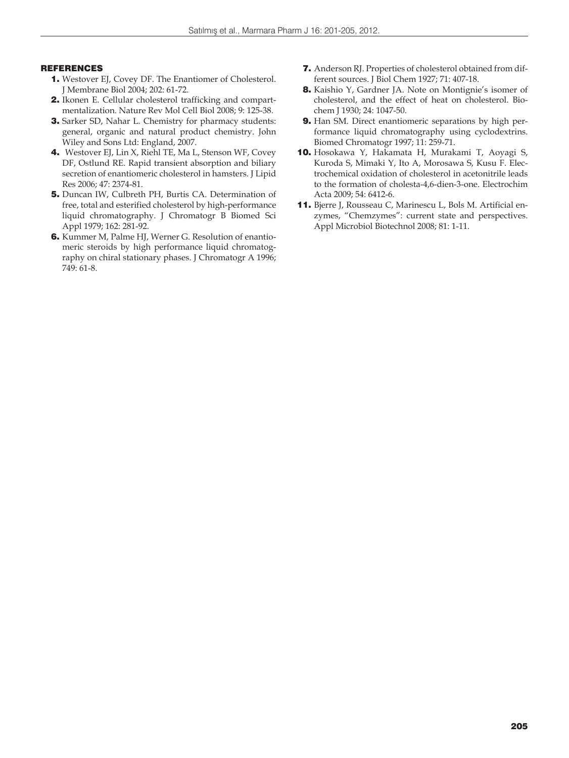## REFERENCES

1. Westover EJ, Covey DF. The Enantiomer of Cholesterol. J Membrane Biol 2004; 202: 61-72.
2. Ikonen E. Cellular cholesterol trafficking and compartmentalization. Nature Rev Mol Cell Biol 2008; 9: 125-38.
3. Sarker SD, Nahar L. Chemistry for pharmacy students: general, organic and natural product chemistry. John Wiley and Sons Ltd: England, 2007.
4. Westover EJ, Lin X, Riehl TE, Ma L, Stenson WF, Covey DF, Ostlund RE. Rapid transient absorption and biliary secretion of enantiomeric cholesterol in hamsters. J Lipid Res 2006; 47: 2374-81.
5. Duncan IW, Culbreth PH, Burtis CA. Determination of free, total and esterified cholesterol by high-performance liquid chromatography. J Chromatogr B Biomed Sci Appl 1979; 162: 281-92.
6. Kummer M, Palme HJ, Werner G. Resolution of enantiomeric steroids by high performance liquid chromatography on chiral stationary phases. J Chromatogr A 1996; 749: 61-8.
7. Anderson RJ. Properties of cholesterol obtained from different sources. J Biol Chem 1927; 71: 407-18.
8. Kaishio Y, Gardner JA. Note on Montignie's isomer of cholesterol, and the effect of heat on cholesterol. Biochem J 1930; 24: 1047-50.
9. Han SM. Direct enantiomeric separations by high performance liquid chromatography using cyclodextrins. Biomed Chromatogr 1997; 11: 259-71.
10. Hosokawa Y, Hakamata H, Murakami T, Aoyagi S, Kuroda S, Mimaki Y, Ito A, Morosawa S, Kusu F. Electrochemical oxidation of cholesterol in acetonitrile leads to the formation of cholesta-4,6-dien-3-one. Electrochim Acta 2009; 54: 6412-6.
11. Bjerre J, Rousseau C, Marinescu L, Bols M. Artificial enzymes, "Chemzymes": current state and perspectives. Appl Microbiol Biotechnol 2008; 81: 1-11.